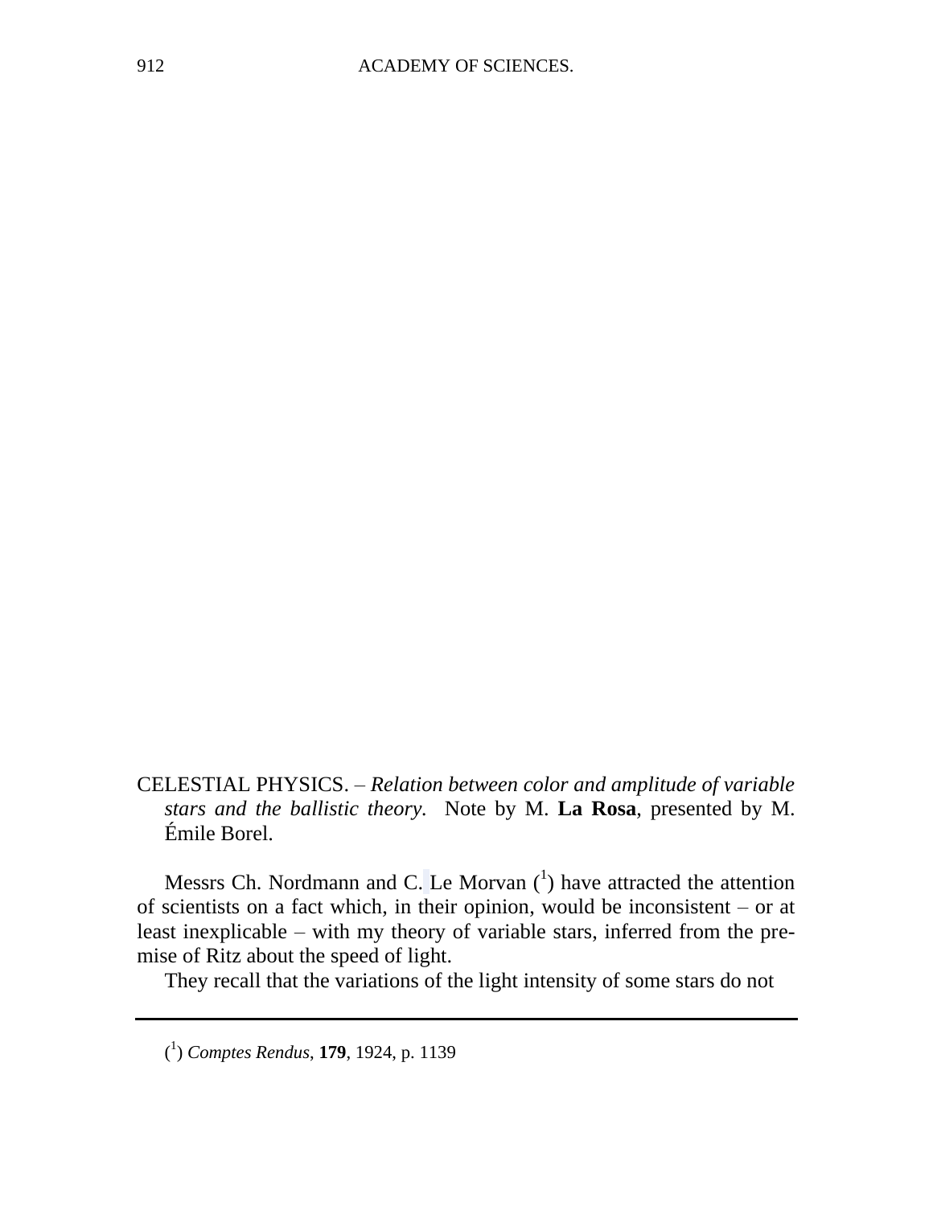CELESTIAL PHYSICS. – *Relation between color and amplitude of variable stars and the ballistic theory.* Note by M. **La Rosa**, presented by M. Émile Borel.

Messrs Ch. Nordmann and C. Le Morvan ([1]) have attracted the attention of scientists on a fact which, in their opinion, would be inconsistent – or at least inexplicable – with my theory of variable stars, inferred from the premise of Ritz about the speed of light.

They recall that the variations of the light intensity of some stars do not

---

([1]) *Comptes Rendus*, **179**, 1924, p. 1139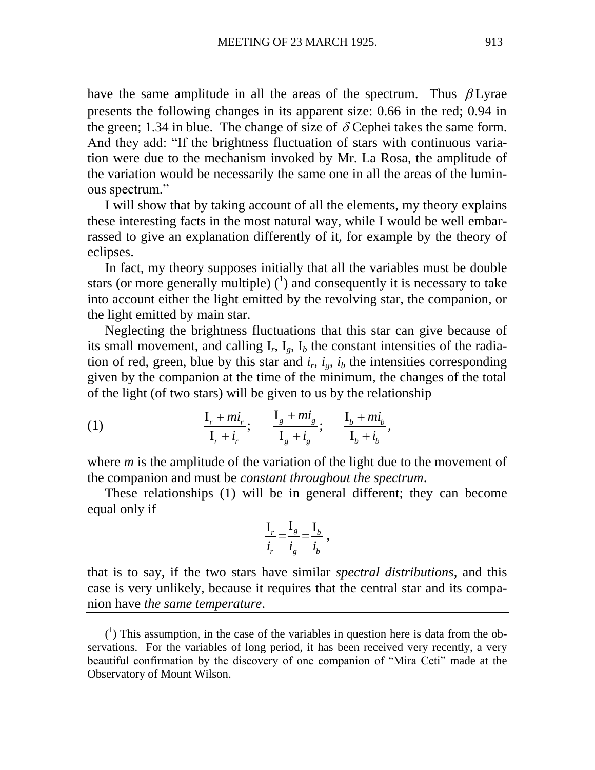have the same amplitude in all the areas of the spectrum. Thus $\beta$ Lyrae presents the following changes in its apparent size: 0.66 in the red; 0.94 in the green; 1.34 in blue. The change of size of $\delta$ Cephei takes the same form. And they add: "If the brightness fluctuation of stars with continuous variation were due to the mechanism invoked by Mr. La Rosa, the amplitude of the variation would be necessarily the same one in all the areas of the luminous spectrum."

I will show that by taking account of all the elements, my theory explains these interesting facts in the most natural way, while I would be well embarrassed to give an explanation differently of it, for example by the theory of eclipses.

In fact, my theory supposes initially that all the variables must be double stars (or more generally multiple) ([1]) and consequently it is necessary to take into account either the light emitted by the revolving star, the companion, or the light emitted by main star.

Neglecting the brightness fluctuations that this star can give because of its small movement, and calling $\mathrm{I}_r$, $\mathrm{I}_g$, $\mathrm{I}_b$ the constant intensities of the radiation of red, green, blue by this star and $i_r$, $i_g$, $i_b$ the intensities corresponding given by the companion at the time of the minimum, the changes of the total of the light (of two stars) will be given to us by the relationship

$$(1) \qquad \frac{\mathrm{I}_r + mi_r}{\mathrm{I}_r + i_r}; \quad \frac{\mathrm{I}_g + mi_g}{\mathrm{I}_g + i_g}; \quad \frac{\mathrm{I}_b + mi_b}{\mathrm{I}_b + i_b},$$

where $m$ is the amplitude of the variation of the light due to the movement of the companion and must be *constant throughout the spectrum*.

These relationships (1) will be in general different; they can become equal only if

$$\frac{\mathrm{I}_r}{i_r} = \frac{\mathrm{I}_g}{i_g} = \frac{\mathrm{I}_b}{i_b},$$

that is to say, if the two stars have similar *spectral distributions*, and this case is very unlikely, because it requires that the central star and its companion have *the same temperature*.

---

([1]) This assumption, in the case of the variables in question here is data from the observations. For the variables of long period, it has been received very recently, a very beautiful confirmation by the discovery of one companion of "Mira Ceti" made at the Observatory of Mount Wilson.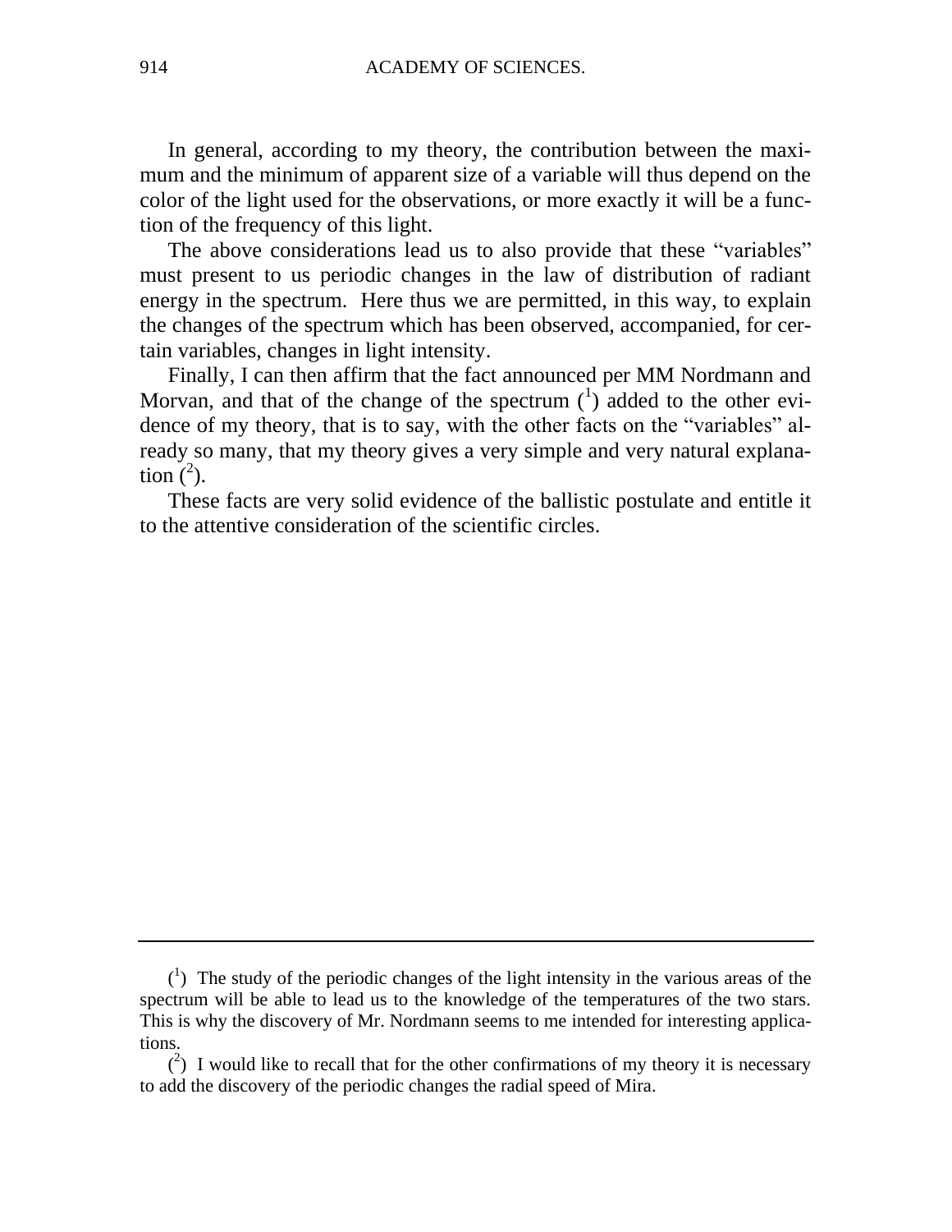In general, according to my theory, the contribution between the maximum and the minimum of apparent size of a variable will thus depend on the color of the light used for the observations, or more exactly it will be a function of the frequency of this light.

The above considerations lead us to also provide that these "variables" must present to us periodic changes in the law of distribution of radiant energy in the spectrum. Here thus we are permitted, in this way, to explain the changes of the spectrum which has been observed, accompanied, for certain variables, changes in light intensity.

Finally, I can then affirm that the fact announced per MM Nordmann and Morvan, and that of the change of the spectrum ([1]) added to the other evidence of my theory, that is to say, with the other facts on the "variables" already so many, that my theory gives a very simple and very natural explanation ([2]).

These facts are very solid evidence of the ballistic postulate and entitle it to the attentive consideration of the scientific circles.

---

([1]) The study of the periodic changes of the light intensity in the various areas of the spectrum will be able to lead us to the knowledge of the temperatures of the two stars. This is why the discovery of Mr. Nordmann seems to me intended for interesting applications.

([2]) I would like to recall that for the other confirmations of my theory it is necessary to add the discovery of the periodic changes the radial speed of Mira.